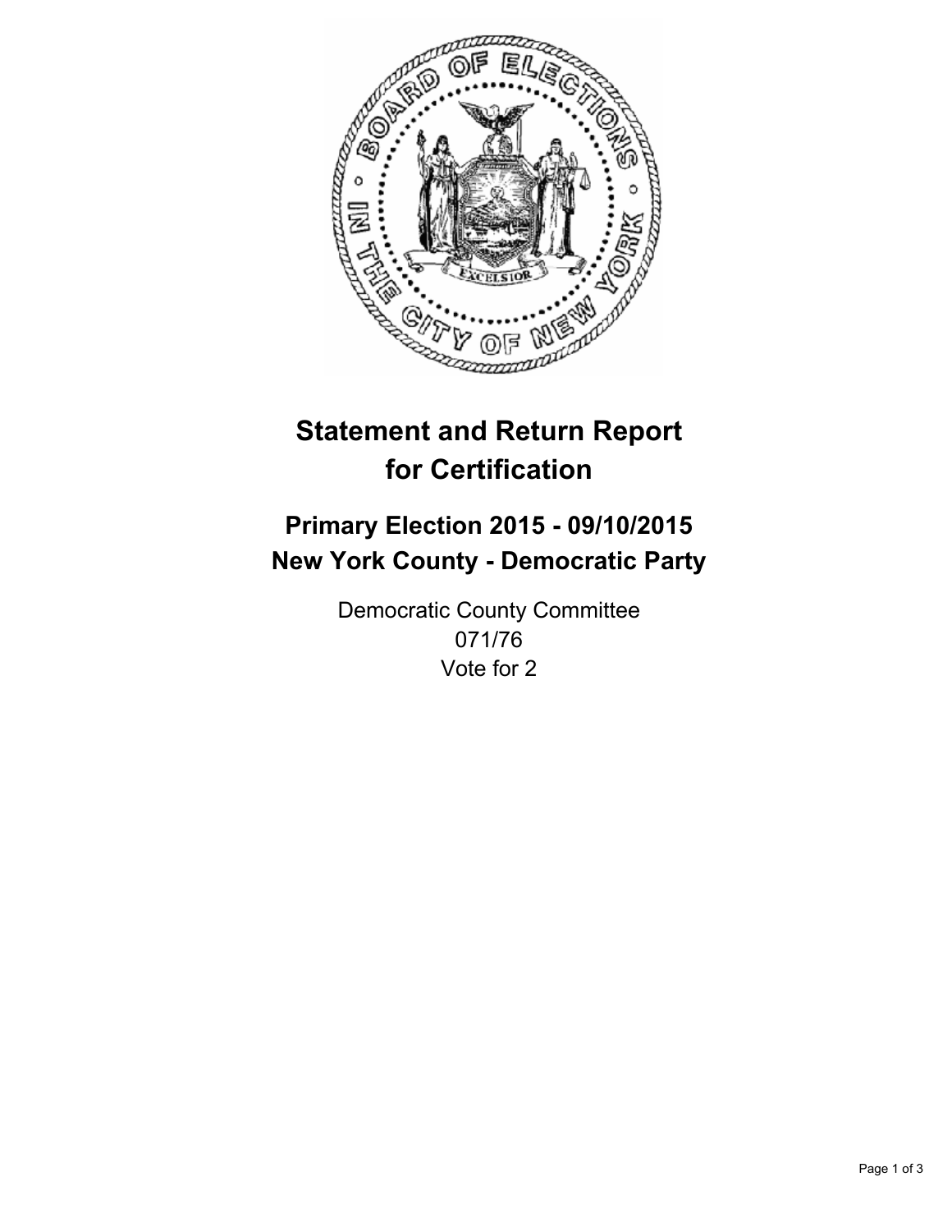# Statement and Return Report for Certification

## Primary Election 2015 - 09/10/2015
## New York County - Democratic Party

Democratic County Committee
071/76
Vote for 2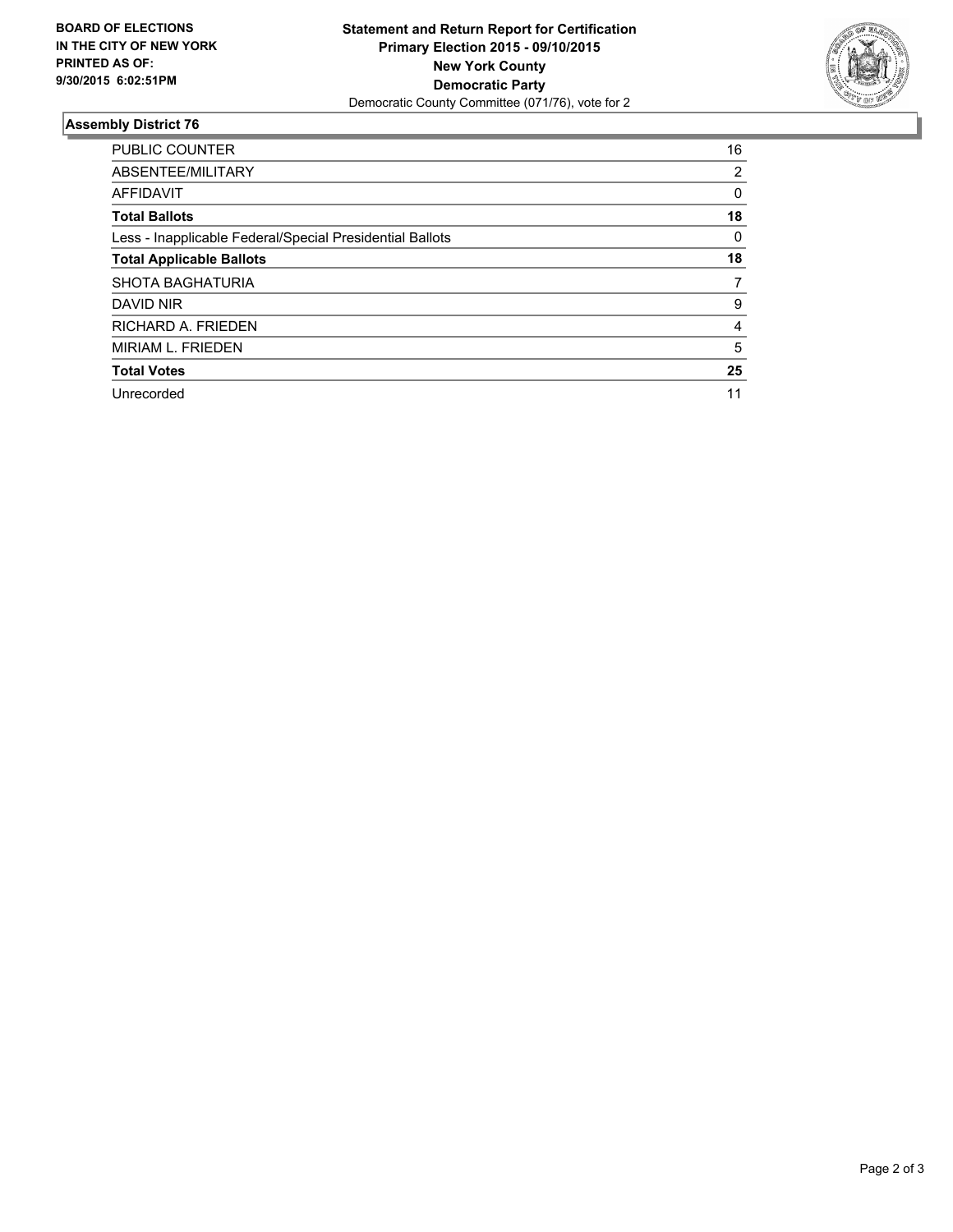**BOARD OF ELECTIONS IN THE CITY OF NEW YORK PRINTED AS OF: 9/30/2015 6:02:51PM**

**Statement and Return Report for Certification**
**Primary Election 2015 - 09/10/2015**
**New York County**
**Democratic Party**
Democratic County Committee (071/76), vote for 2

## Assembly District 76

| | |
|---|---|
| PUBLIC COUNTER | 16 |
| ABSENTEE/MILITARY | 2 |
| AFFIDAVIT | 0 |
| **Total Ballots** | **18** |
| Less - Inapplicable Federal/Special Presidential Ballots | 0 |
| **Total Applicable Ballots** | **18** |
| SHOTA BAGHATURIA | 7 |
| DAVID NIR | 9 |
| RICHARD A. FRIEDEN | 4 |
| MIRIAM L. FRIEDEN | 5 |
| **Total Votes** | **25** |
| Unrecorded | 11 |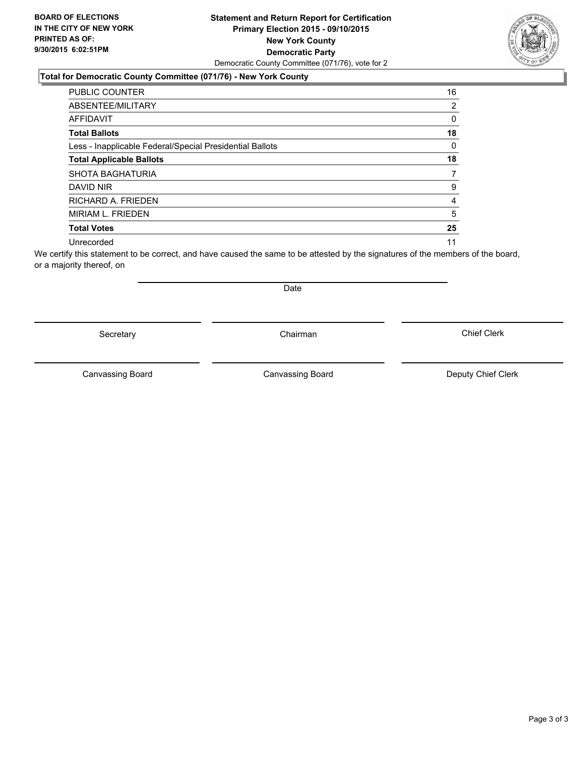**BOARD OF ELECTIONS IN THE CITY OF NEW YORK PRINTED AS OF: 9/30/2015 6:02:51PM**

**Statement and Return Report for Certification**
**Primary Election 2015 - 09/10/2015**
**New York County**
**Democratic Party**
Democratic County Committee (071/76), vote for 2

### Total for Democratic County Committee (071/76) - New York County

| | |
|---|---|
| PUBLIC COUNTER | 16 |
| ABSENTEE/MILITARY | 2 |
| AFFIDAVIT | 0 |
| **Total Ballots** | **18** |
| Less - Inapplicable Federal/Special Presidential Ballots | 0 |
| **Total Applicable Ballots** | **18** |
| SHOTA BAGHATURIA | 7 |
| DAVID NIR | 9 |
| RICHARD A. FRIEDEN | 4 |
| MIRIAM L. FRIEDEN | 5 |
| **Total Votes** | **25** |
| Unrecorded | 11 |

We certify this statement to be correct, and have caused the same to be attested by the signatures of the members of the board, or a majority thereof, on

Date

Secretary

Chairman

Chief Clerk

Canvassing Board

Canvassing Board

Deputy Chief Clerk